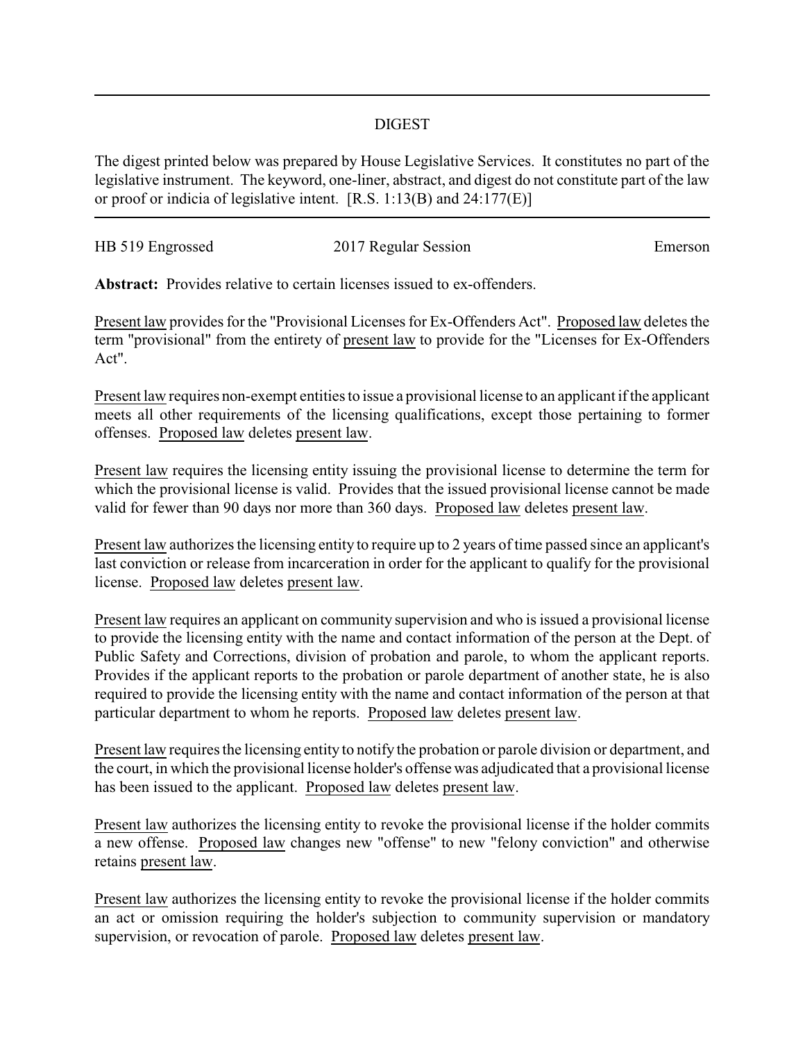## DIGEST

The digest printed below was prepared by House Legislative Services. It constitutes no part of the legislative instrument. The keyword, one-liner, abstract, and digest do not constitute part of the law or proof or indicia of legislative intent. [R.S. 1:13(B) and 24:177(E)]

HB 519 Engrossed | 2017 Regular Session | Emerson

**Abstract:** Provides relative to certain licenses issued to ex-offenders.

Present law provides for the "Provisional Licenses for Ex-Offenders Act". Proposed law deletes the term "provisional" from the entirety of present law to provide for the "Licenses for Ex-Offenders Act".

Present law requires non-exempt entities to issue a provisional license to an applicant if the applicant meets all other requirements of the licensing qualifications, except those pertaining to former offenses. Proposed law deletes present law.

Present law requires the licensing entity issuing the provisional license to determine the term for which the provisional license is valid. Provides that the issued provisional license cannot be made valid for fewer than 90 days nor more than 360 days. Proposed law deletes present law.

Present law authorizes the licensing entity to require up to 2 years of time passed since an applicant's last conviction or release from incarceration in order for the applicant to qualify for the provisional license. Proposed law deletes present law.

Present law requires an applicant on community supervision and who is issued a provisional license to provide the licensing entity with the name and contact information of the person at the Dept. of Public Safety and Corrections, division of probation and parole, to whom the applicant reports. Provides if the applicant reports to the probation or parole department of another state, he is also required to provide the licensing entity with the name and contact information of the person at that particular department to whom he reports. Proposed law deletes present law.

Present law requires the licensing entity to notify the probation or parole division or department, and the court, in which the provisional license holder's offense was adjudicated that a provisional license has been issued to the applicant. Proposed law deletes present law.

Present law authorizes the licensing entity to revoke the provisional license if the holder commits a new offense. Proposed law changes new "offense" to new "felony conviction" and otherwise retains present law.

Present law authorizes the licensing entity to revoke the provisional license if the holder commits an act or omission requiring the holder's subjection to community supervision or mandatory supervision, or revocation of parole. Proposed law deletes present law.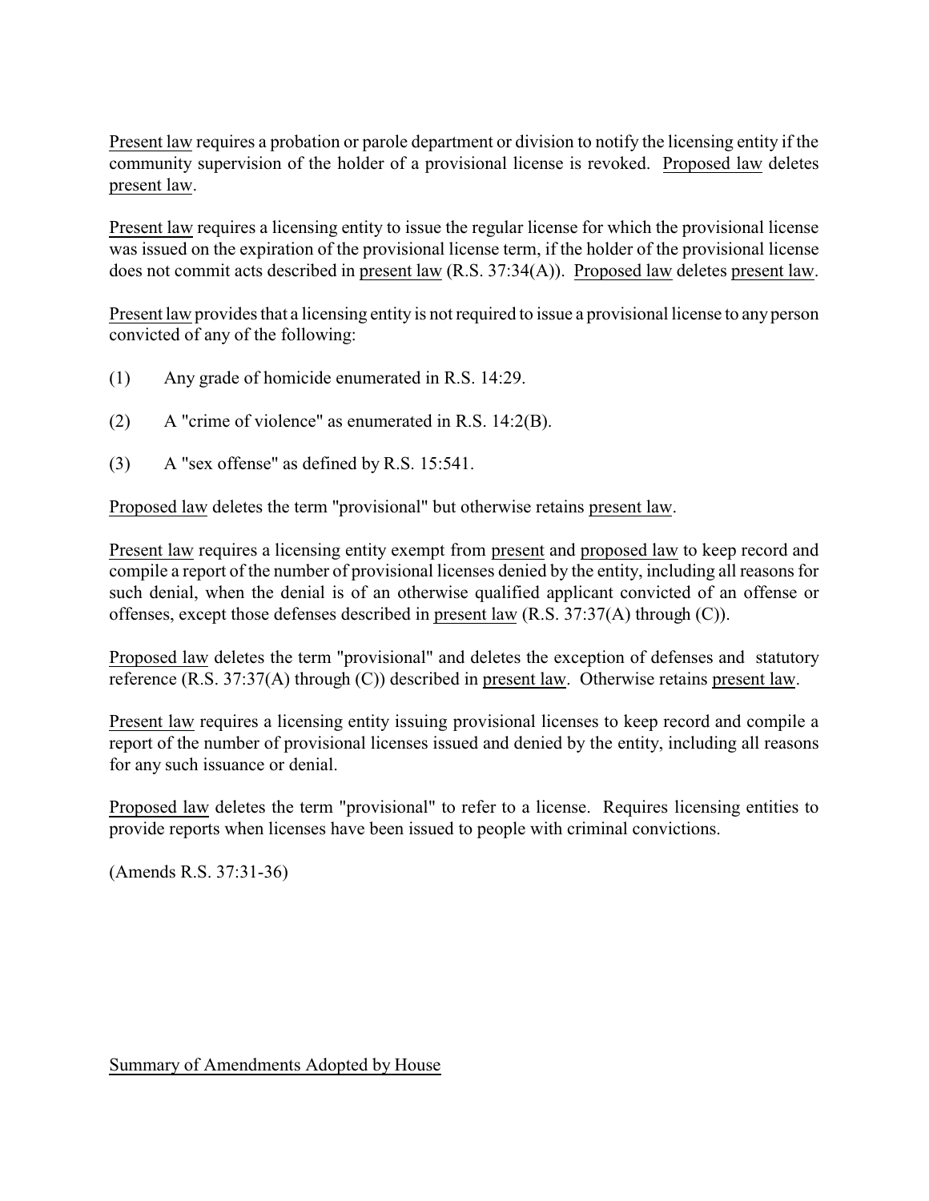Present law requires a probation or parole department or division to notify the licensing entity if the community supervision of the holder of a provisional license is revoked. Proposed law deletes present law.

Present law requires a licensing entity to issue the regular license for which the provisional license was issued on the expiration of the provisional license term, if the holder of the provisional license does not commit acts described in present law (R.S. 37:34(A)). Proposed law deletes present law.

Present law provides that a licensing entity is not required to issue a provisional license to any person convicted of any of the following:

(1) Any grade of homicide enumerated in R.S. 14:29.

(2) A "crime of violence" as enumerated in R.S. 14:2(B).

(3) A "sex offense" as defined by R.S. 15:541.

Proposed law deletes the term "provisional" but otherwise retains present law.

Present law requires a licensing entity exempt from present and proposed law to keep record and compile a report of the number of provisional licenses denied by the entity, including all reasons for such denial, when the denial is of an otherwise qualified applicant convicted of an offense or offenses, except those defenses described in present law (R.S. 37:37(A) through (C)).

Proposed law deletes the term "provisional" and deletes the exception of defenses and statutory reference (R.S. 37:37(A) through (C)) described in present law. Otherwise retains present law.

Present law requires a licensing entity issuing provisional licenses to keep record and compile a report of the number of provisional licenses issued and denied by the entity, including all reasons for any such issuance or denial.

Proposed law deletes the term "provisional" to refer to a license. Requires licensing entities to provide reports when licenses have been issued to people with criminal convictions.

(Amends R.S. 37:31-36)

Summary of Amendments Adopted by House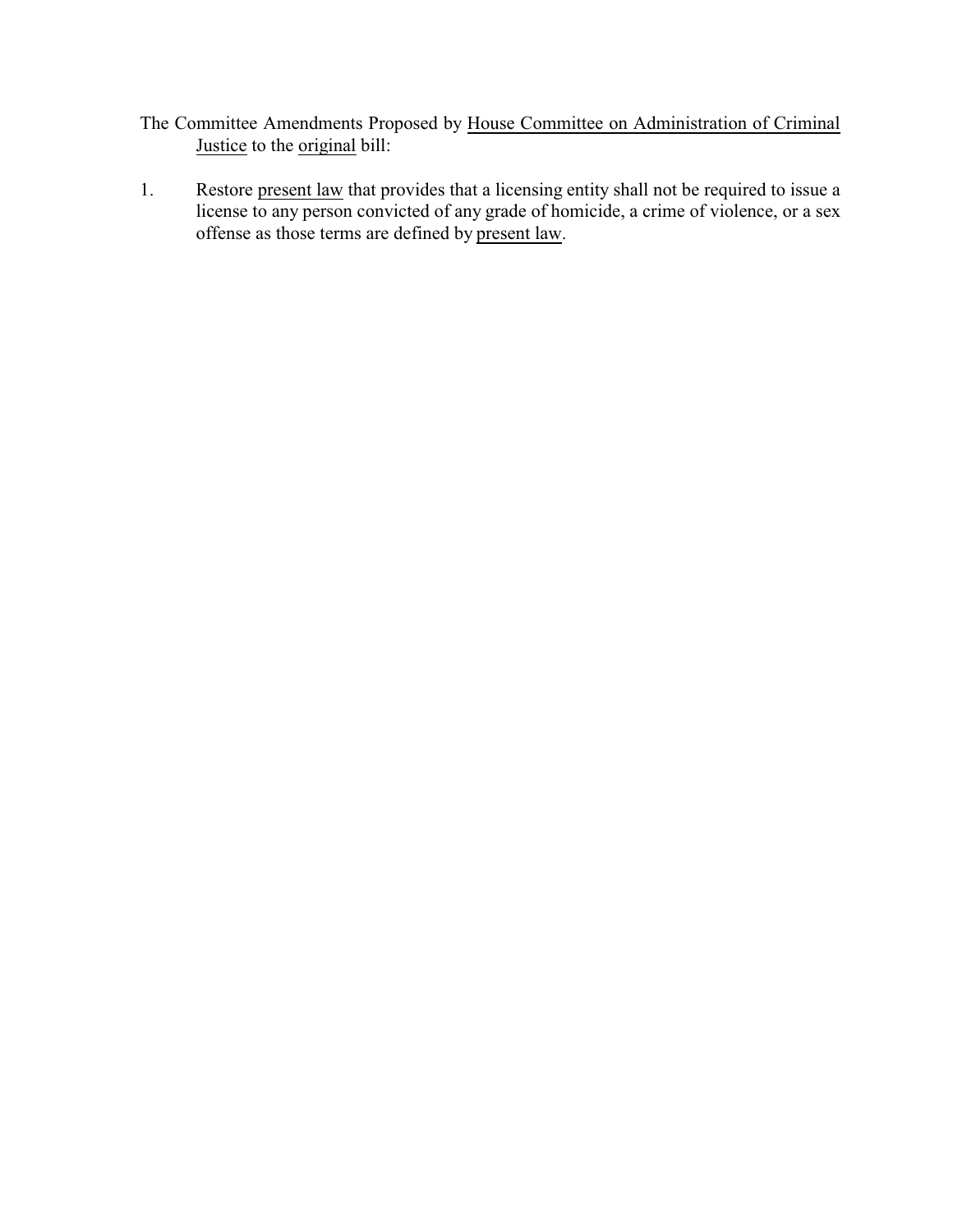The Committee Amendments Proposed by House Committee on Administration of Criminal Justice to the original bill:

1. Restore present law that provides that a licensing entity shall not be required to issue a license to any person convicted of any grade of homicide, a crime of violence, or a sex offense as those terms are defined by present law.